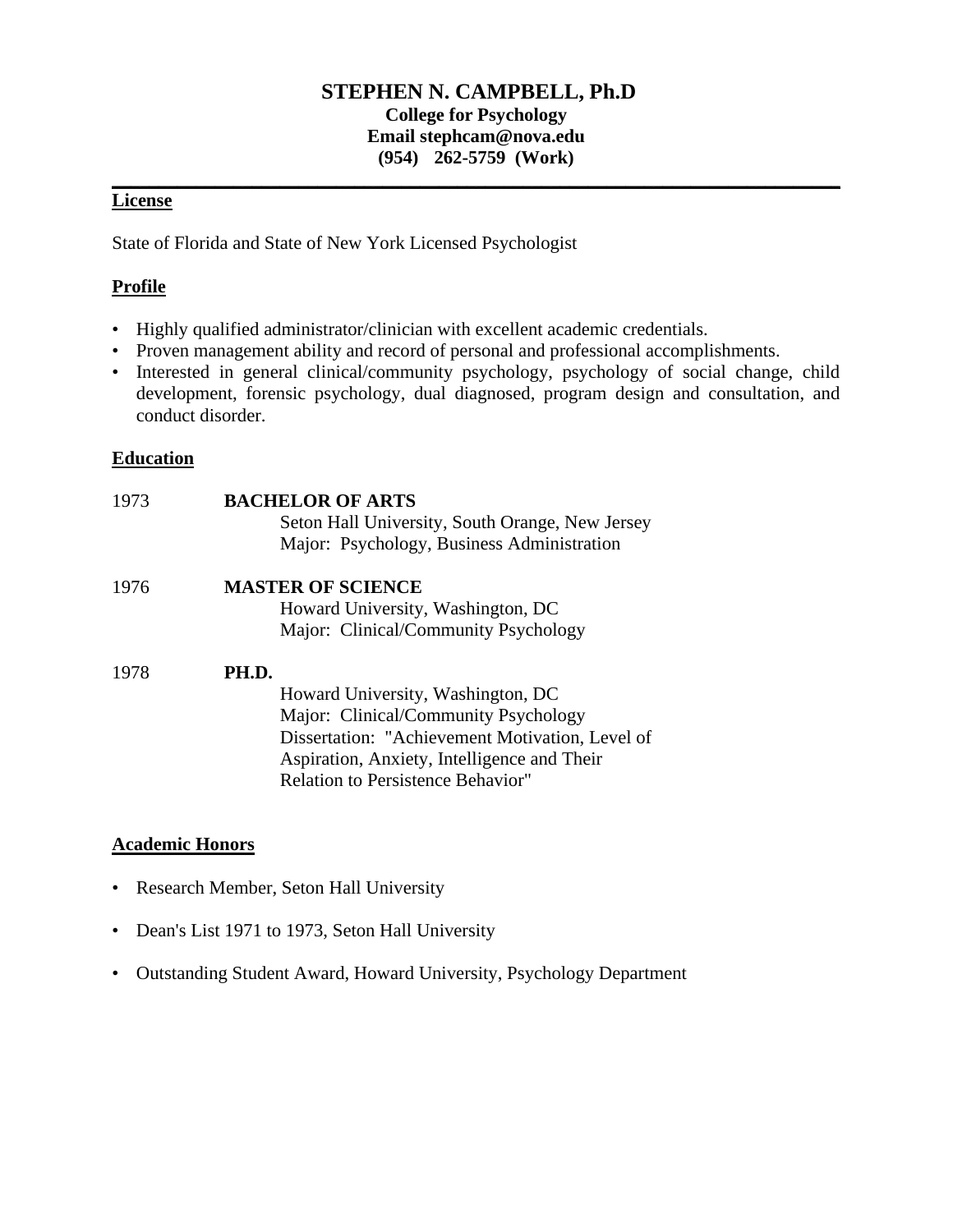# STEPHEN N. CAMPBELL, Ph.D

**College for Psychology**
**Email stephcam@nova.edu**
**(954) 262-5759 (Work)**

---

## License

State of Florida and State of New York Licensed Psychologist

## Profile

- Highly qualified administrator/clinician with excellent academic credentials.
- Proven management ability and record of personal and professional accomplishments.
- Interested in general clinical/community psychology, psychology of social change, child development, forensic psychology, dual diagnosed, program design and consultation, and conduct disorder.

## Education

1973 **BACHELOR OF ARTS**
Seton Hall University, South Orange, New Jersey
Major: Psychology, Business Administration

1976 **MASTER OF SCIENCE**
Howard University, Washington, DC
Major: Clinical/Community Psychology

1978 **PH.D.**
Howard University, Washington, DC
Major: Clinical/Community Psychology
Dissertation: "Achievement Motivation, Level of Aspiration, Anxiety, Intelligence and Their Relation to Persistence Behavior"

## Academic Honors

- Research Member, Seton Hall University
- Dean's List 1971 to 1973, Seton Hall University
- Outstanding Student Award, Howard University, Psychology Department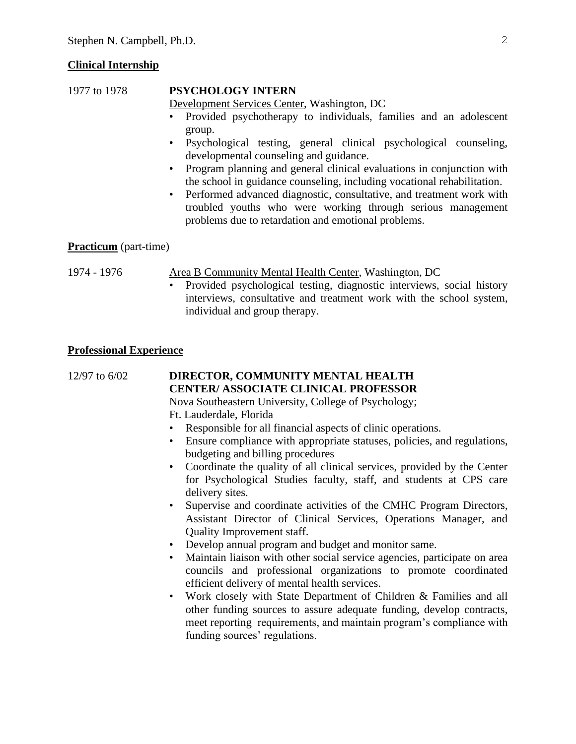## Clinical Internship

1977 to 1978 **PSYCHOLOGY INTERN**

Development Services Center, Washington, DC

- Provided psychotherapy to individuals, families and an adolescent group.
- Psychological testing, general clinical psychological counseling, developmental counseling and guidance.
- Program planning and general clinical evaluations in conjunction with the school in guidance counseling, including vocational rehabilitation.
- Performed advanced diagnostic, consultative, and treatment work with troubled youths who were working through serious management problems due to retardation and emotional problems.

## Practicum (part-time)

1974 - 1976 Area B Community Mental Health Center, Washington, DC

- Provided psychological testing, diagnostic interviews, social history interviews, consultative and treatment work with the school system, individual and group therapy.

## Professional Experience

12/97 to 6/02 **DIRECTOR, COMMUNITY MENTAL HEALTH CENTER/ ASSOCIATE CLINICAL PROFESSOR**

Nova Southeastern University, College of Psychology; Ft. Lauderdale, Florida

- Responsible for all financial aspects of clinic operations.
- Ensure compliance with appropriate statuses, policies, and regulations, budgeting and billing procedures
- Coordinate the quality of all clinical services, provided by the Center for Psychological Studies faculty, staff, and students at CPS care delivery sites.
- Supervise and coordinate activities of the CMHC Program Directors, Assistant Director of Clinical Services, Operations Manager, and Quality Improvement staff.
- Develop annual program and budget and monitor same.
- Maintain liaison with other social service agencies, participate on area councils and professional organizations to promote coordinated efficient delivery of mental health services.
- Work closely with State Department of Children & Families and all other funding sources to assure adequate funding, develop contracts, meet reporting requirements, and maintain program's compliance with funding sources' regulations.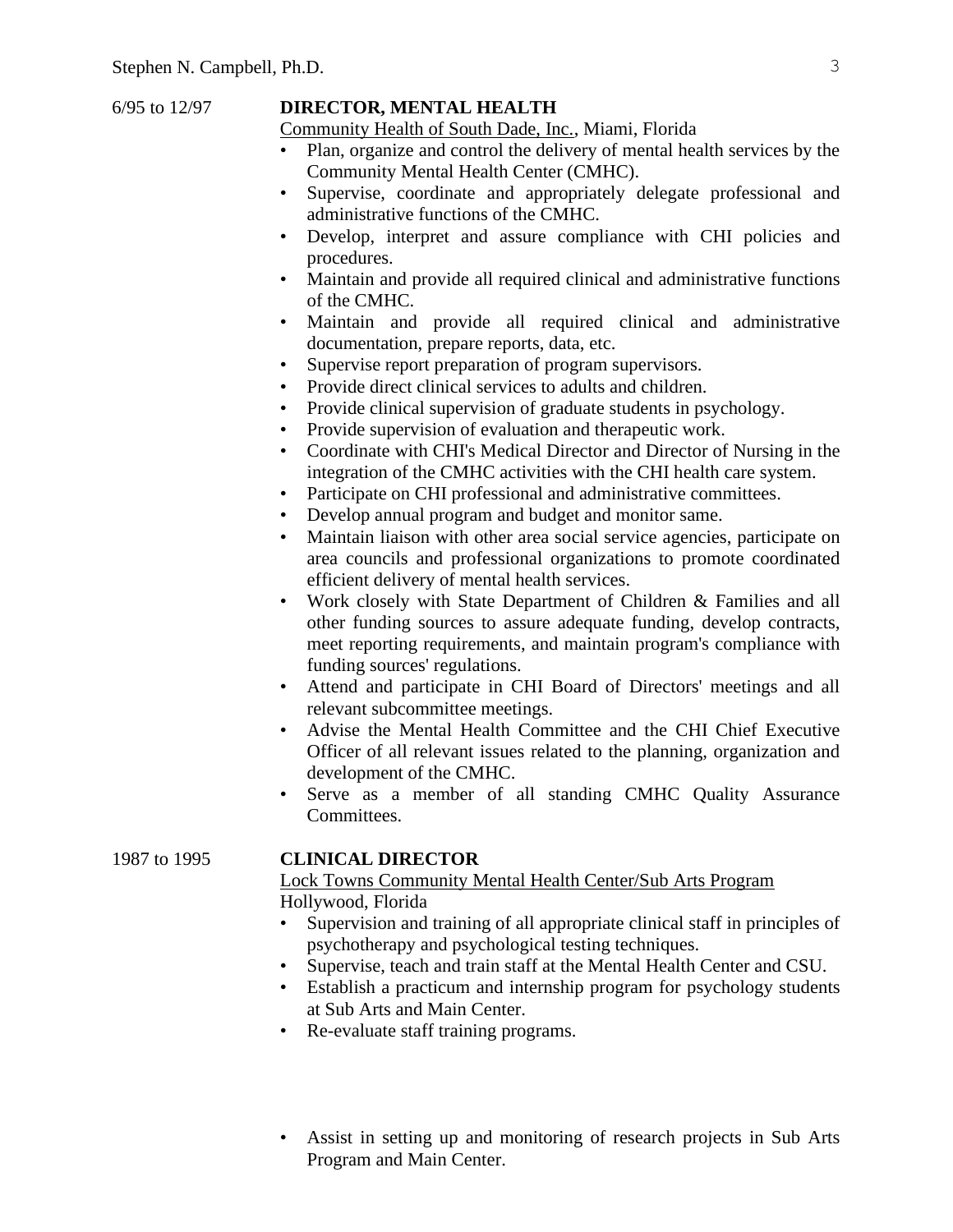6/95 to 12/97

**DIRECTOR, MENTAL HEALTH**
Community Health of South Dade, Inc., Miami, Florida

- Plan, organize and control the delivery of mental health services by the Community Mental Health Center (CMHC).
- Supervise, coordinate and appropriately delegate professional and administrative functions of the CMHC.
- Develop, interpret and assure compliance with CHI policies and procedures.
- Maintain and provide all required clinical and administrative functions of the CMHC.
- Maintain and provide all required clinical and administrative documentation, prepare reports, data, etc.
- Supervise report preparation of program supervisors.
- Provide direct clinical services to adults and children.
- Provide clinical supervision of graduate students in psychology.
- Provide supervision of evaluation and therapeutic work.
- Coordinate with CHI's Medical Director and Director of Nursing in the integration of the CMHC activities with the CHI health care system.
- Participate on CHI professional and administrative committees.
- Develop annual program and budget and monitor same.
- Maintain liaison with other area social service agencies, participate on area councils and professional organizations to promote coordinated efficient delivery of mental health services.
- Work closely with State Department of Children & Families and all other funding sources to assure adequate funding, develop contracts, meet reporting requirements, and maintain program's compliance with funding sources' regulations.
- Attend and participate in CHI Board of Directors' meetings and all relevant subcommittee meetings.
- Advise the Mental Health Committee and the CHI Chief Executive Officer of all relevant issues related to the planning, organization and development of the CMHC.
- Serve as a member of all standing CMHC Quality Assurance Committees.

1987 to 1995

**CLINICAL DIRECTOR**
Lock Towns Community Mental Health Center/Sub Arts Program
Hollywood, Florida

- Supervision and training of all appropriate clinical staff in principles of psychotherapy and psychological testing techniques.
- Supervise, teach and train staff at the Mental Health Center and CSU.
- Establish a practicum and internship program for psychology students at Sub Arts and Main Center.
- Re-evaluate staff training programs.
- Assist in setting up and monitoring of research projects in Sub Arts Program and Main Center.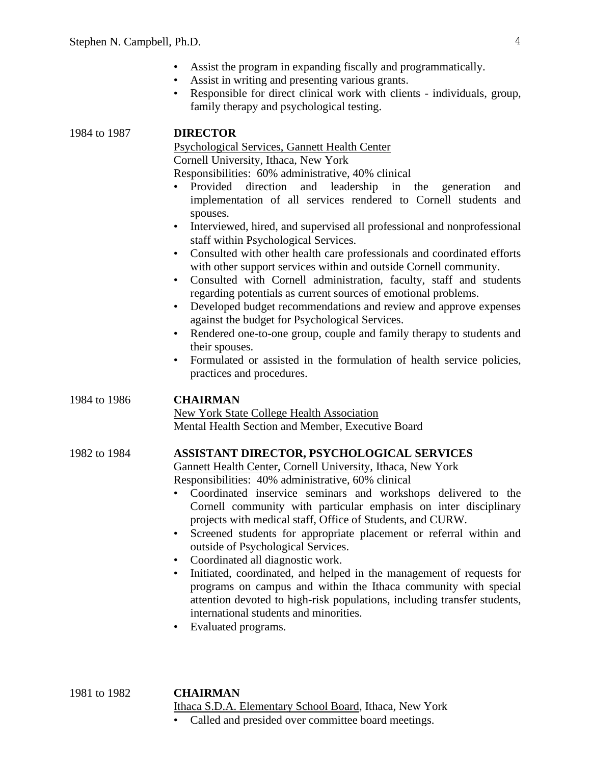- Assist the program in expanding fiscally and programmatically.
- Assist in writing and presenting various grants.
- Responsible for direct clinical work with clients - individuals, group, family therapy and psychological testing.

1984 to 1987 **DIRECTOR**

Psychological Services, Gannett Health Center
Cornell University, Ithaca, New York
Responsibilities: 60% administrative, 40% clinical

- Provided direction and leadership in the generation and implementation of all services rendered to Cornell students and spouses.
- Interviewed, hired, and supervised all professional and nonprofessional staff within Psychological Services.
- Consulted with other health care professionals and coordinated efforts with other support services within and outside Cornell community.
- Consulted with Cornell administration, faculty, staff and students regarding potentials as current sources of emotional problems.
- Developed budget recommendations and review and approve expenses against the budget for Psychological Services.
- Rendered one-to-one group, couple and family therapy to students and their spouses.
- Formulated or assisted in the formulation of health service policies, practices and procedures.

1984 to 1986 **CHAIRMAN**

New York State College Health Association
Mental Health Section and Member, Executive Board

1982 to 1984 **ASSISTANT DIRECTOR, PSYCHOLOGICAL SERVICES**

Gannett Health Center, Cornell University, Ithaca, New York
Responsibilities: 40% administrative, 60% clinical

- Coordinated inservice seminars and workshops delivered to the Cornell community with particular emphasis on inter disciplinary projects with medical staff, Office of Students, and CURW.
- Screened students for appropriate placement or referral within and outside of Psychological Services.
- Coordinated all diagnostic work.
- Initiated, coordinated, and helped in the management of requests for programs on campus and within the Ithaca community with special attention devoted to high-risk populations, including transfer students, international students and minorities.
- Evaluated programs.

1981 to 1982 **CHAIRMAN**

Ithaca S.D.A. Elementary School Board, Ithaca, New York

- Called and presided over committee board meetings.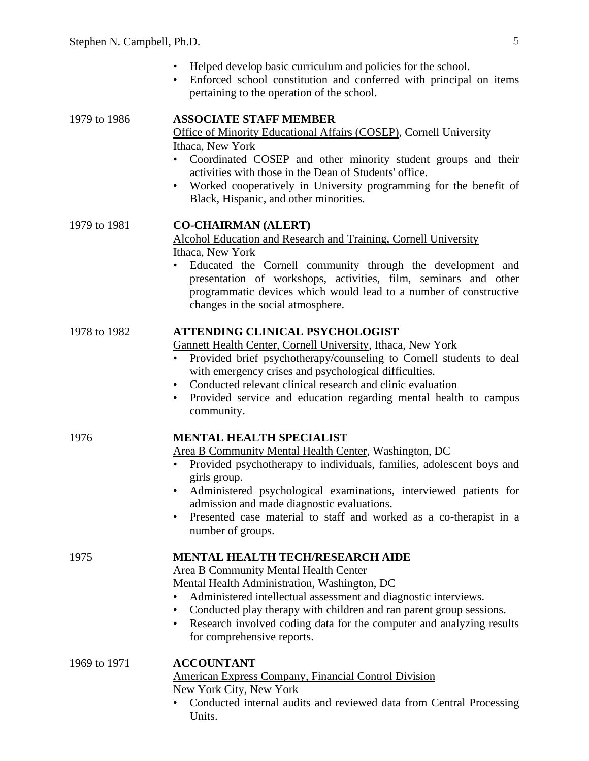- Helped develop basic curriculum and policies for the school.
- Enforced school constitution and conferred with principal on items pertaining to the operation of the school.

1979 to 1986 **ASSOCIATE STAFF MEMBER**
Office of Minority Educational Affairs (COSEP), Cornell University
Ithaca, New York

- Coordinated COSEP and other minority student groups and their activities with those in the Dean of Students' office.
- Worked cooperatively in University programming for the benefit of Black, Hispanic, and other minorities.

1979 to 1981 **CO-CHAIRMAN (ALERT)**
Alcohol Education and Research and Training, Cornell University
Ithaca, New York

- Educated the Cornell community through the development and presentation of workshops, activities, film, seminars and other programmatic devices which would lead to a number of constructive changes in the social atmosphere.

1978 to 1982 **ATTENDING CLINICAL PSYCHOLOGIST**
Gannett Health Center, Cornell University, Ithaca, New York

- Provided brief psychotherapy/counseling to Cornell students to deal with emergency crises and psychological difficulties.
- Conducted relevant clinical research and clinic evaluation
- Provided service and education regarding mental health to campus community.

1976 **MENTAL HEALTH SPECIALIST**
Area B Community Mental Health Center, Washington, DC

- Provided psychotherapy to individuals, families, adolescent boys and girls group.
- Administered psychological examinations, interviewed patients for admission and made diagnostic evaluations.
- Presented case material to staff and worked as a co-therapist in a number of groups.

1975 **MENTAL HEALTH TECH/RESEARCH AIDE**
Area B Community Mental Health Center
Mental Health Administration, Washington, DC

- Administered intellectual assessment and diagnostic interviews.
- Conducted play therapy with children and ran parent group sessions.
- Research involved coding data for the computer and analyzing results for comprehensive reports.

1969 to 1971 **ACCOUNTANT**
American Express Company, Financial Control Division
New York City, New York

- Conducted internal audits and reviewed data from Central Processing Units.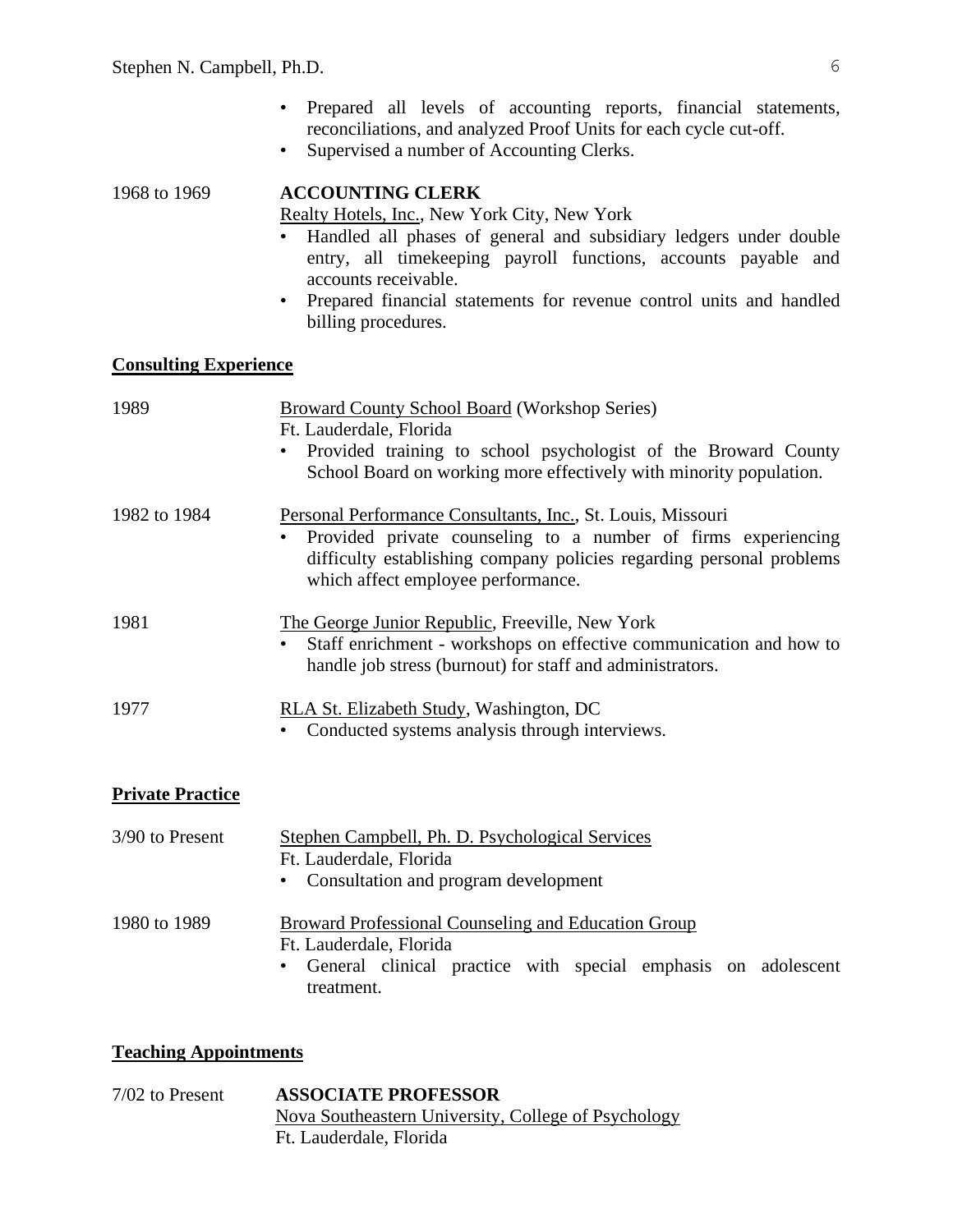- Prepared all levels of accounting reports, financial statements, reconciliations, and analyzed Proof Units for each cycle cut-off.
- Supervised a number of Accounting Clerks.

1968 to 1969 **ACCOUNTING CLERK**
Realty Hotels, Inc., New York City, New York

- Handled all phases of general and subsidiary ledgers under double entry, all timekeeping payroll functions, accounts payable and accounts receivable.
- Prepared financial statements for revenue control units and handled billing procedures.

## Consulting Experience

1989 Broward County School Board (Workshop Series)
Ft. Lauderdale, Florida

- Provided training to school psychologist of the Broward County School Board on working more effectively with minority population.

1982 to 1984 Personal Performance Consultants, Inc., St. Louis, Missouri

- Provided private counseling to a number of firms experiencing difficulty establishing company policies regarding personal problems which affect employee performance.

1981 The George Junior Republic, Freeville, New York

- Staff enrichment - workshops on effective communication and how to handle job stress (burnout) for staff and administrators.

1977 RLA St. Elizabeth Study, Washington, DC

- Conducted systems analysis through interviews.

## Private Practice

3/90 to Present Stephen Campbell, Ph. D. Psychological Services
Ft. Lauderdale, Florida

- Consultation and program development

1980 to 1989 Broward Professional Counseling and Education Group
Ft. Lauderdale, Florida

- General clinical practice with special emphasis on adolescent treatment.

## Teaching Appointments

7/02 to Present **ASSOCIATE PROFESSOR**
Nova Southeastern University, College of Psychology
Ft. Lauderdale, Florida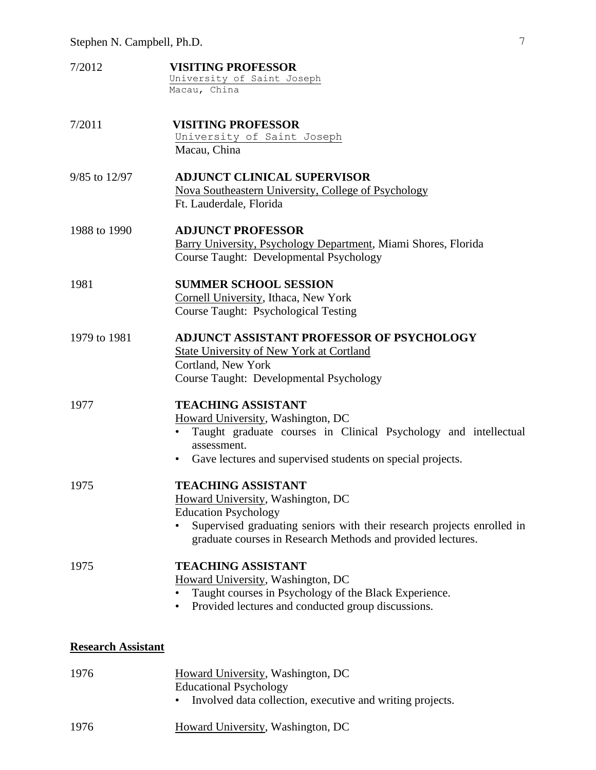7/2012 **VISITING PROFESSOR**
University of Saint Joseph
Macau, China

7/2011 **VISITING PROFESSOR**
University of Saint Joseph
Macau, China

9/85 to 12/97 **ADJUNCT CLINICAL SUPERVISOR**
Nova Southeastern University, College of Psychology
Ft. Lauderdale, Florida

1988 to 1990 **ADJUNCT PROFESSOR**
Barry University, Psychology Department, Miami Shores, Florida
Course Taught: Developmental Psychology

1981 **SUMMER SCHOOL SESSION**
Cornell University, Ithaca, New York
Course Taught: Psychological Testing

1979 to 1981 **ADJUNCT ASSISTANT PROFESSOR OF PSYCHOLOGY**
State University of New York at Cortland
Cortland, New York
Course Taught: Developmental Psychology

1977 **TEACHING ASSISTANT**
Howard University, Washington, DC

- Taught graduate courses in Clinical Psychology and intellectual assessment.
- Gave lectures and supervised students on special projects.

1975 **TEACHING ASSISTANT**
Howard University, Washington, DC
Education Psychology

- Supervised graduating seniors with their research projects enrolled in graduate courses in Research Methods and provided lectures.

1975 **TEACHING ASSISTANT**
Howard University, Washington, DC

- Taught courses in Psychology of the Black Experience.
- Provided lectures and conducted group discussions.

## Research Assistant

1976 Howard University, Washington, DC
Educational Psychology

- Involved data collection, executive and writing projects.

1976 Howard University, Washington, DC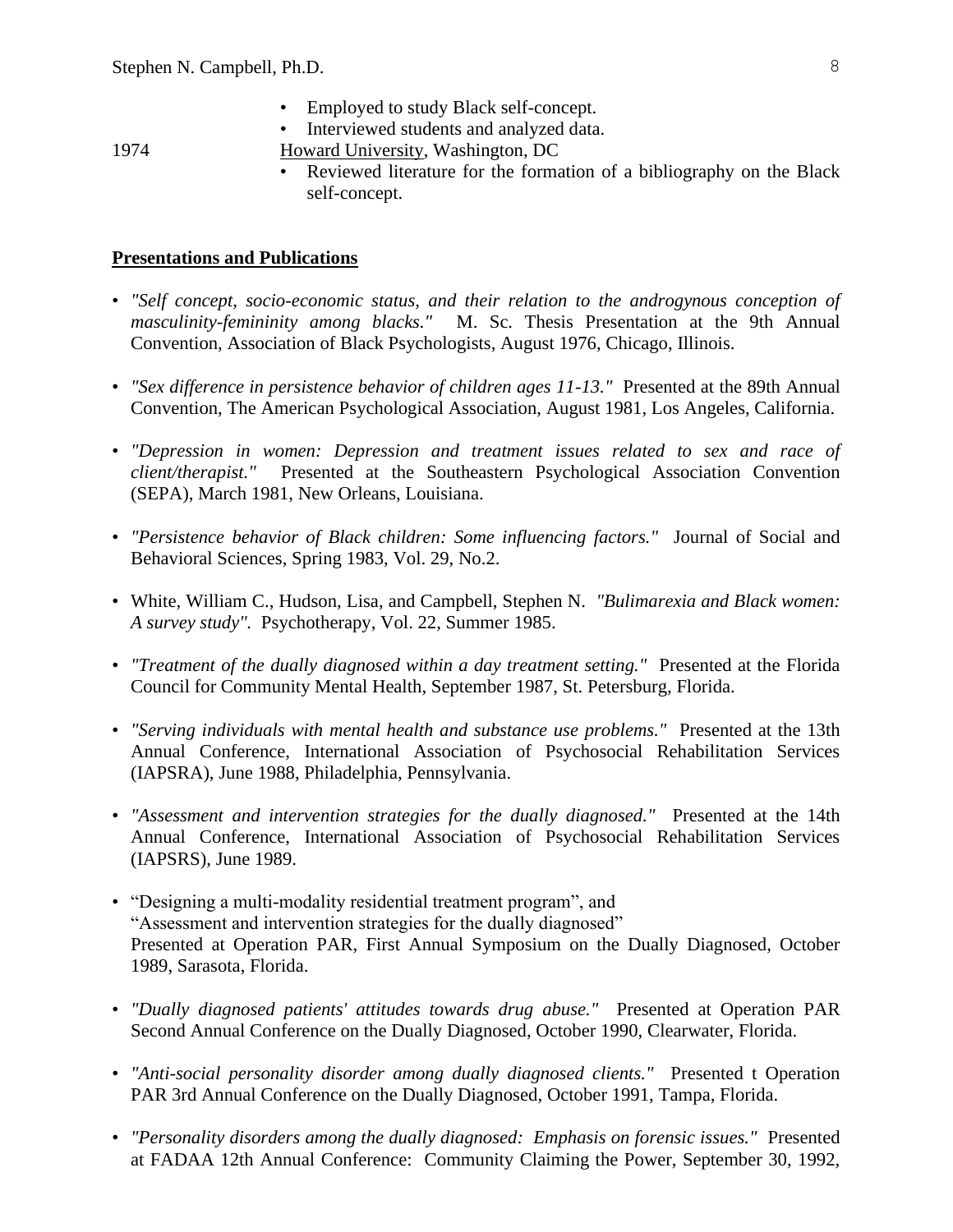- Employed to study Black self-concept.
- Interviewed students and analyzed data.

1974 Howard University, Washington, DC

- Reviewed literature for the formation of a bibliography on the Black self-concept.

**Presentations and Publications**

- *"Self concept, socio-economic status, and their relation to the androgynous conception of masculinity-femininity among blacks."* M. Sc. Thesis Presentation at the 9th Annual Convention, Association of Black Psychologists, August 1976, Chicago, Illinois.

- *"Sex difference in persistence behavior of children ages 11-13."* Presented at the 89th Annual Convention, The American Psychological Association, August 1981, Los Angeles, California.

- *"Depression in women: Depression and treatment issues related to sex and race of client/therapist."* Presented at the Southeastern Psychological Association Convention (SEPA), March 1981, New Orleans, Louisiana.

- *"Persistence behavior of Black children: Some influencing factors."* Journal of Social and Behavioral Sciences, Spring 1983, Vol. 29, No.2.

- White, William C., Hudson, Lisa, and Campbell, Stephen N. *"Bulimarexia and Black women: A survey study".* Psychotherapy, Vol. 22, Summer 1985.

- *"Treatment of the dually diagnosed within a day treatment setting."* Presented at the Florida Council for Community Mental Health, September 1987, St. Petersburg, Florida.

- *"Serving individuals with mental health and substance use problems."* Presented at the 13th Annual Conference, International Association of Psychosocial Rehabilitation Services (IAPSRA), June 1988, Philadelphia, Pennsylvania.

- *"Assessment and intervention strategies for the dually diagnosed."* Presented at the 14th Annual Conference, International Association of Psychosocial Rehabilitation Services (IAPSRS), June 1989.

- "Designing a multi-modality residential treatment program", and "Assessment and intervention strategies for the dually diagnosed" Presented at Operation PAR, First Annual Symposium on the Dually Diagnosed, October 1989, Sarasota, Florida.

- *"Dually diagnosed patients' attitudes towards drug abuse."* Presented at Operation PAR Second Annual Conference on the Dually Diagnosed, October 1990, Clearwater, Florida.

- *"Anti-social personality disorder among dually diagnosed clients."* Presented t Operation PAR 3rd Annual Conference on the Dually Diagnosed, October 1991, Tampa, Florida.

- *"Personality disorders among the dually diagnosed: Emphasis on forensic issues."* Presented at FADAA 12th Annual Conference: Community Claiming the Power, September 30, 1992,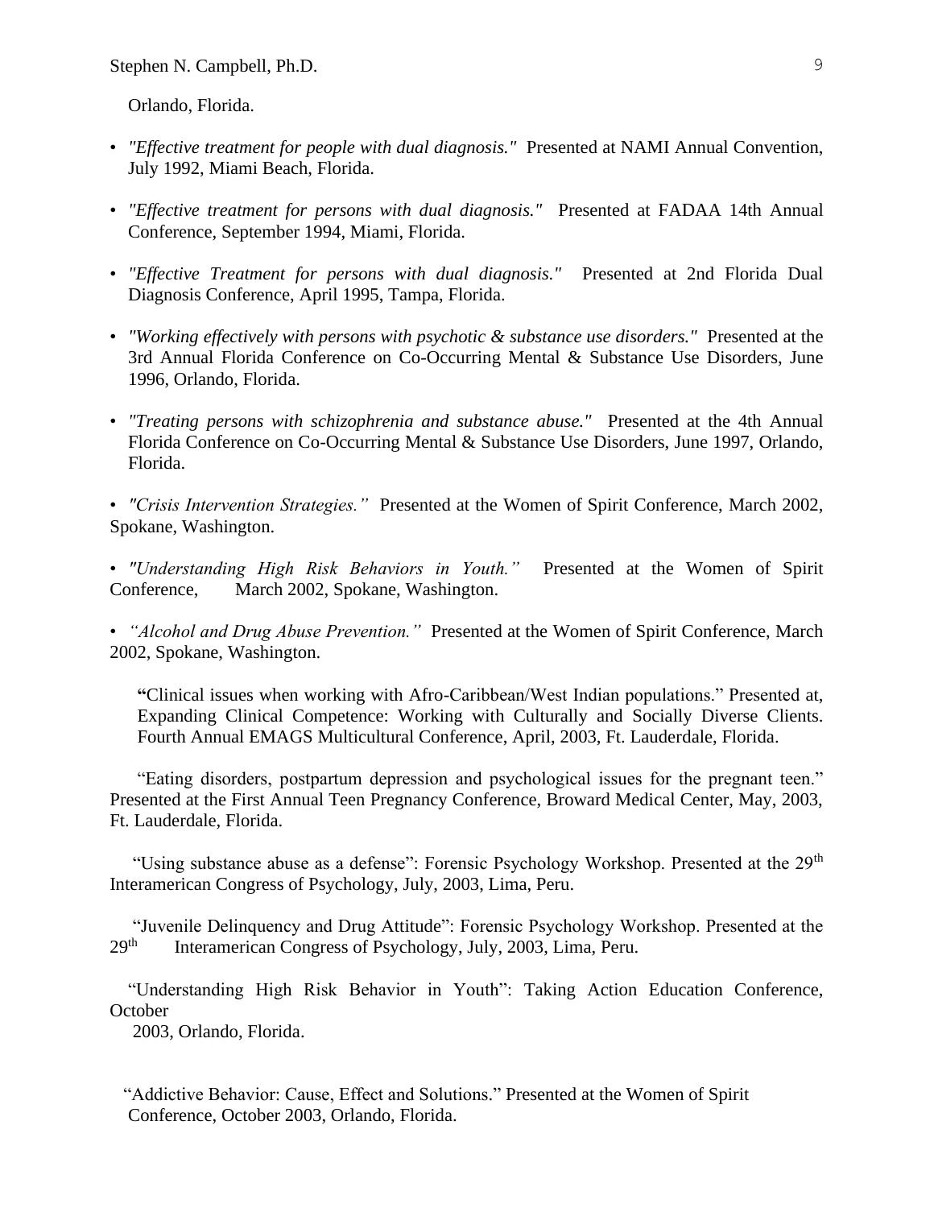Orlando, Florida.

- *"Effective treatment for people with dual diagnosis."* Presented at NAMI Annual Convention, July 1992, Miami Beach, Florida.

- *"Effective treatment for persons with dual diagnosis."* Presented at FADAA 14th Annual Conference, September 1994, Miami, Florida.

- *"Effective Treatment for persons with dual diagnosis."* Presented at 2nd Florida Dual Diagnosis Conference, April 1995, Tampa, Florida.

- *"Working effectively with persons with psychotic & substance use disorders."* Presented at the 3rd Annual Florida Conference on Co-Occurring Mental & Substance Use Disorders, June 1996, Orlando, Florida.

- *"Treating persons with schizophrenia and substance abuse."* Presented at the 4th Annual Florida Conference on Co-Occurring Mental & Substance Use Disorders, June 1997, Orlando, Florida.

- *"Crisis Intervention Strategies."* Presented at the Women of Spirit Conference, March 2002, Spokane, Washington.

- *"Understanding High Risk Behaviors in Youth."* Presented at the Women of Spirit Conference, March 2002, Spokane, Washington.

- *"Alcohol and Drug Abuse Prevention."* Presented at the Women of Spirit Conference, March 2002, Spokane, Washington.

"Clinical issues when working with Afro-Caribbean/West Indian populations." Presented at, Expanding Clinical Competence: Working with Culturally and Socially Diverse Clients. Fourth Annual EMAGS Multicultural Conference, April, 2003, Ft. Lauderdale, Florida.

"Eating disorders, postpartum depression and psychological issues for the pregnant teen." Presented at the First Annual Teen Pregnancy Conference, Broward Medical Center, May, 2003, Ft. Lauderdale, Florida.

"Using substance abuse as a defense": Forensic Psychology Workshop. Presented at the 29th Interamerican Congress of Psychology, July, 2003, Lima, Peru.

"Juvenile Delinquency and Drug Attitude": Forensic Psychology Workshop. Presented at the 29th Interamerican Congress of Psychology, July, 2003, Lima, Peru.

"Understanding High Risk Behavior in Youth": Taking Action Education Conference, October 2003, Orlando, Florida.

"Addictive Behavior: Cause, Effect and Solutions." Presented at the Women of Spirit Conference, October 2003, Orlando, Florida.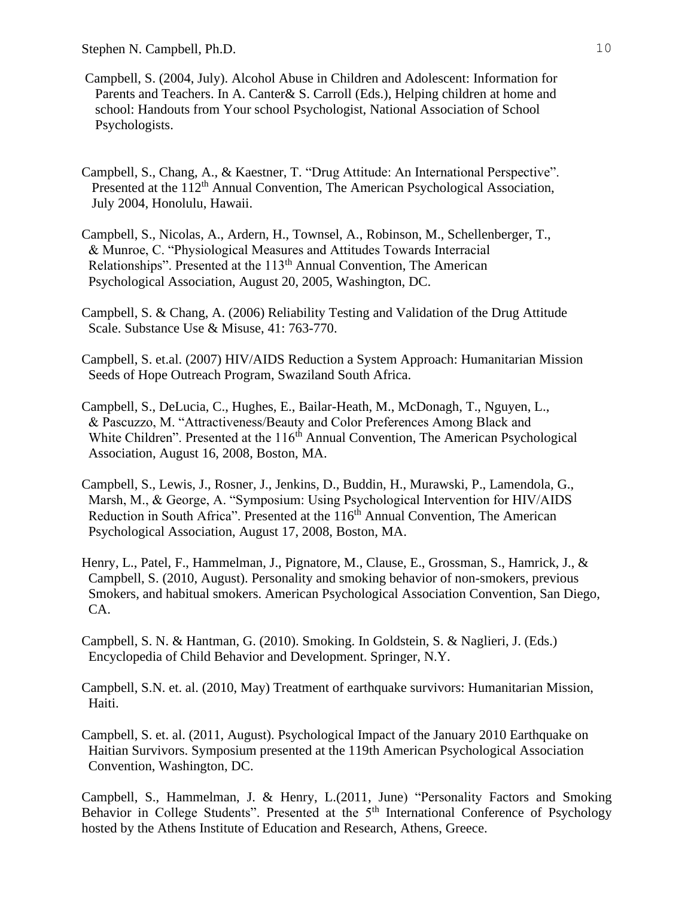Campbell, S. (2004, July). Alcohol Abuse in Children and Adolescent: Information for Parents and Teachers. In A. Canter& S. Carroll (Eds.), Helping children at home and school: Handouts from Your school Psychologist, National Association of School Psychologists.

Campbell, S., Chang, A., & Kaestner, T. "Drug Attitude: An International Perspective". Presented at the 112th Annual Convention, The American Psychological Association, July 2004, Honolulu, Hawaii.

Campbell, S., Nicolas, A., Ardern, H., Townsel, A., Robinson, M., Schellenberger, T., & Munroe, C. "Physiological Measures and Attitudes Towards Interracial Relationships". Presented at the 113th Annual Convention, The American Psychological Association, August 20, 2005, Washington, DC.

Campbell, S. & Chang, A. (2006) Reliability Testing and Validation of the Drug Attitude Scale. Substance Use & Misuse, 41: 763-770.

Campbell, S. et.al. (2007) HIV/AIDS Reduction a System Approach: Humanitarian Mission Seeds of Hope Outreach Program, Swaziland South Africa.

Campbell, S., DeLucia, C., Hughes, E., Bailar-Heath, M., McDonagh, T., Nguyen, L., & Pascuzzo, M. "Attractiveness/Beauty and Color Preferences Among Black and White Children". Presented at the 116th Annual Convention, The American Psychological Association, August 16, 2008, Boston, MA.

Campbell, S., Lewis, J., Rosner, J., Jenkins, D., Buddin, H., Murawski, P., Lamendola, G., Marsh, M., & George, A. "Symposium: Using Psychological Intervention for HIV/AIDS Reduction in South Africa". Presented at the 116th Annual Convention, The American Psychological Association, August 17, 2008, Boston, MA.

Henry, L., Patel, F., Hammelman, J., Pignatore, M., Clause, E., Grossman, S., Hamrick, J., & Campbell, S. (2010, August). Personality and smoking behavior of non-smokers, previous Smokers, and habitual smokers. American Psychological Association Convention, San Diego, CA.

Campbell, S. N. & Hantman, G. (2010). Smoking. In Goldstein, S. & Naglieri, J. (Eds.) Encyclopedia of Child Behavior and Development. Springer, N.Y.

Campbell, S.N. et. al. (2010, May) Treatment of earthquake survivors: Humanitarian Mission, Haiti.

Campbell, S. et. al. (2011, August). Psychological Impact of the January 2010 Earthquake on Haitian Survivors. Symposium presented at the 119th American Psychological Association Convention, Washington, DC.

Campbell, S., Hammelman, J. & Henry, L.(2011, June) "Personality Factors and Smoking Behavior in College Students". Presented at the 5th International Conference of Psychology hosted by the Athens Institute of Education and Research, Athens, Greece.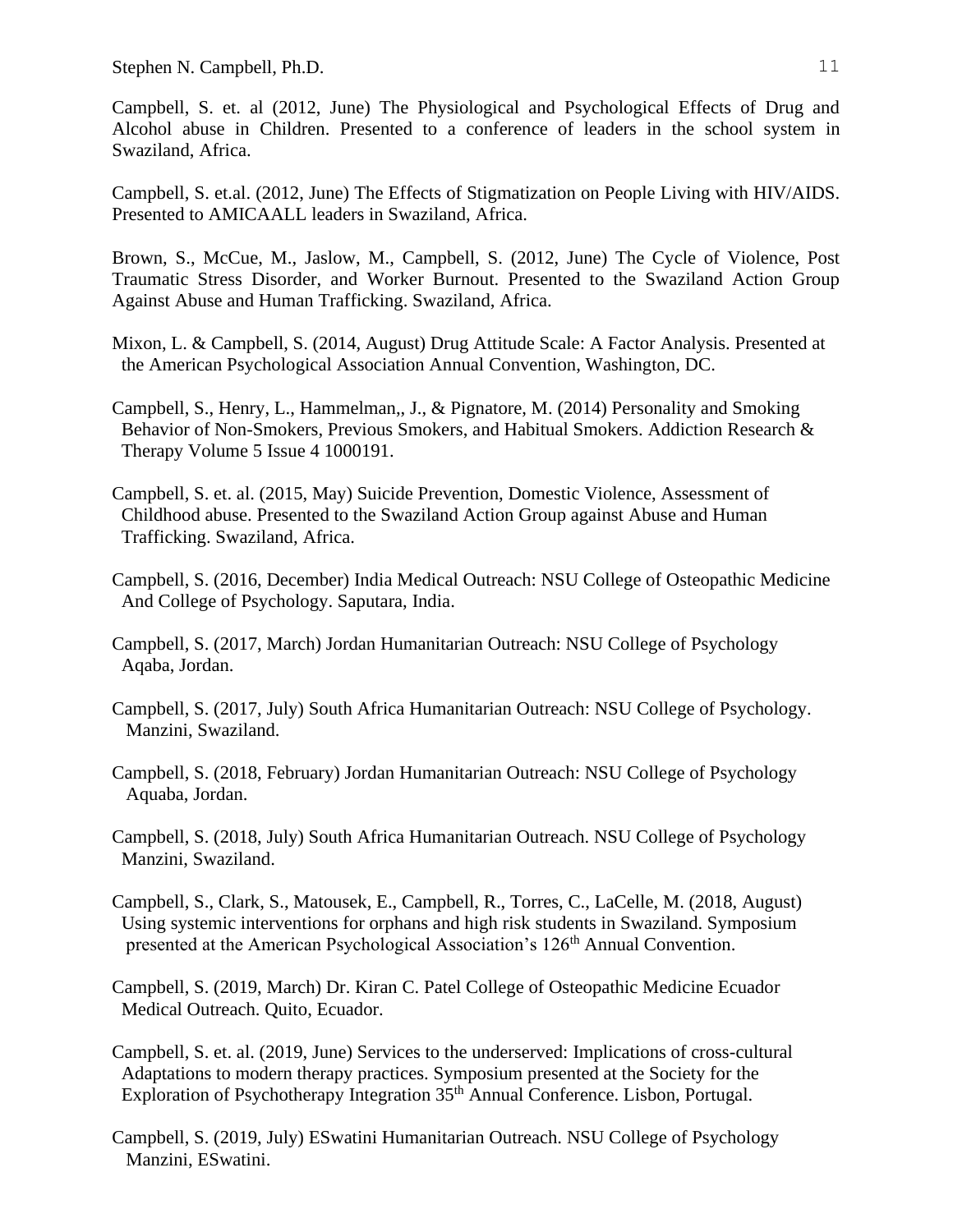Campbell, S. et. al (2012, June) The Physiological and Psychological Effects of Drug and Alcohol abuse in Children. Presented to a conference of leaders in the school system in Swaziland, Africa.

Campbell, S. et.al. (2012, June) The Effects of Stigmatization on People Living with HIV/AIDS. Presented to AMICAALL leaders in Swaziland, Africa.

Brown, S., McCue, M., Jaslow, M., Campbell, S. (2012, June) The Cycle of Violence, Post Traumatic Stress Disorder, and Worker Burnout. Presented to the Swaziland Action Group Against Abuse and Human Trafficking. Swaziland, Africa.

Mixon, L. & Campbell, S. (2014, August) Drug Attitude Scale: A Factor Analysis. Presented at the American Psychological Association Annual Convention, Washington, DC.

Campbell, S., Henry, L., Hammelman,, J., & Pignatore, M. (2014) Personality and Smoking Behavior of Non-Smokers, Previous Smokers, and Habitual Smokers. Addiction Research & Therapy Volume 5 Issue 4 1000191.

Campbell, S. et. al. (2015, May) Suicide Prevention, Domestic Violence, Assessment of Childhood abuse. Presented to the Swaziland Action Group against Abuse and Human Trafficking. Swaziland, Africa.

Campbell, S. (2016, December) India Medical Outreach: NSU College of Osteopathic Medicine And College of Psychology. Saputara, India.

Campbell, S. (2017, March) Jordan Humanitarian Outreach: NSU College of Psychology Aqaba, Jordan.

Campbell, S. (2017, July) South Africa Humanitarian Outreach: NSU College of Psychology. Manzini, Swaziland.

Campbell, S. (2018, February) Jordan Humanitarian Outreach: NSU College of Psychology Aquaba, Jordan.

Campbell, S. (2018, July) South Africa Humanitarian Outreach. NSU College of Psychology Manzini, Swaziland.

Campbell, S., Clark, S., Matousek, E., Campbell, R., Torres, C., LaCelle, M. (2018, August) Using systemic interventions for orphans and high risk students in Swaziland. Symposium presented at the American Psychological Association's 126th Annual Convention.

Campbell, S. (2019, March) Dr. Kiran C. Patel College of Osteopathic Medicine Ecuador Medical Outreach. Quito, Ecuador.

Campbell, S. et. al. (2019, June) Services to the underserved: Implications of cross-cultural Adaptations to modern therapy practices. Symposium presented at the Society for the Exploration of Psychotherapy Integration 35th Annual Conference. Lisbon, Portugal.

Campbell, S. (2019, July) ESwatini Humanitarian Outreach. NSU College of Psychology Manzini, ESwatini.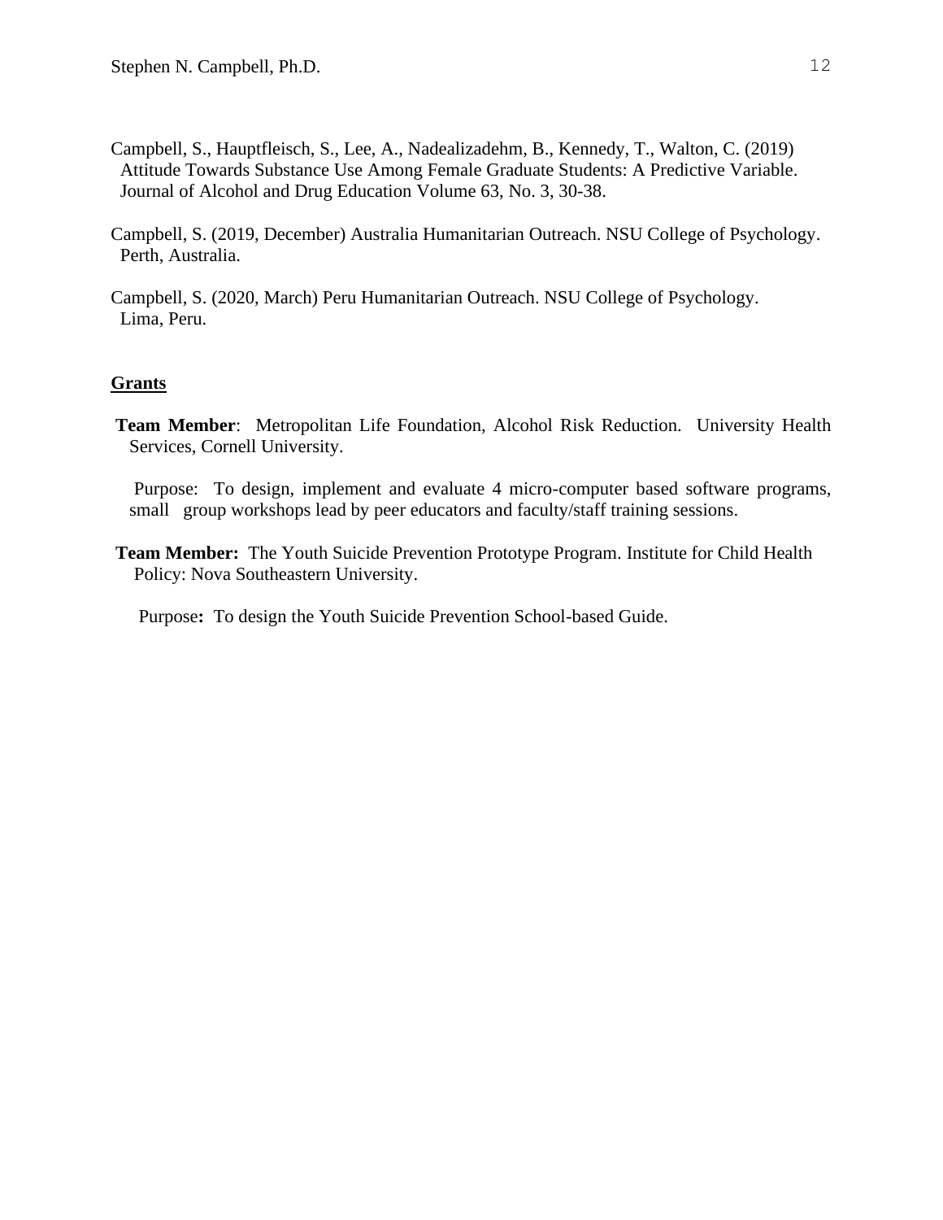Campbell, S., Hauptfleisch, S., Lee, A., Nadealizadehm, B., Kennedy, T., Walton, C. (2019) Attitude Towards Substance Use Among Female Graduate Students: A Predictive Variable. Journal of Alcohol and Drug Education Volume 63, No. 3, 30-38.

Campbell, S. (2019, December) Australia Humanitarian Outreach. NSU College of Psychology. Perth, Australia.

Campbell, S. (2020, March) Peru Humanitarian Outreach. NSU College of Psychology. Lima, Peru.

## Grants

**Team Member**: Metropolitan Life Foundation, Alcohol Risk Reduction. University Health Services, Cornell University.

Purpose: To design, implement and evaluate 4 micro-computer based software programs, small group workshops lead by peer educators and faculty/staff training sessions.

**Team Member:** The Youth Suicide Prevention Prototype Program. Institute for Child Health Policy: Nova Southeastern University.

Purpose**:** To design the Youth Suicide Prevention School-based Guide.